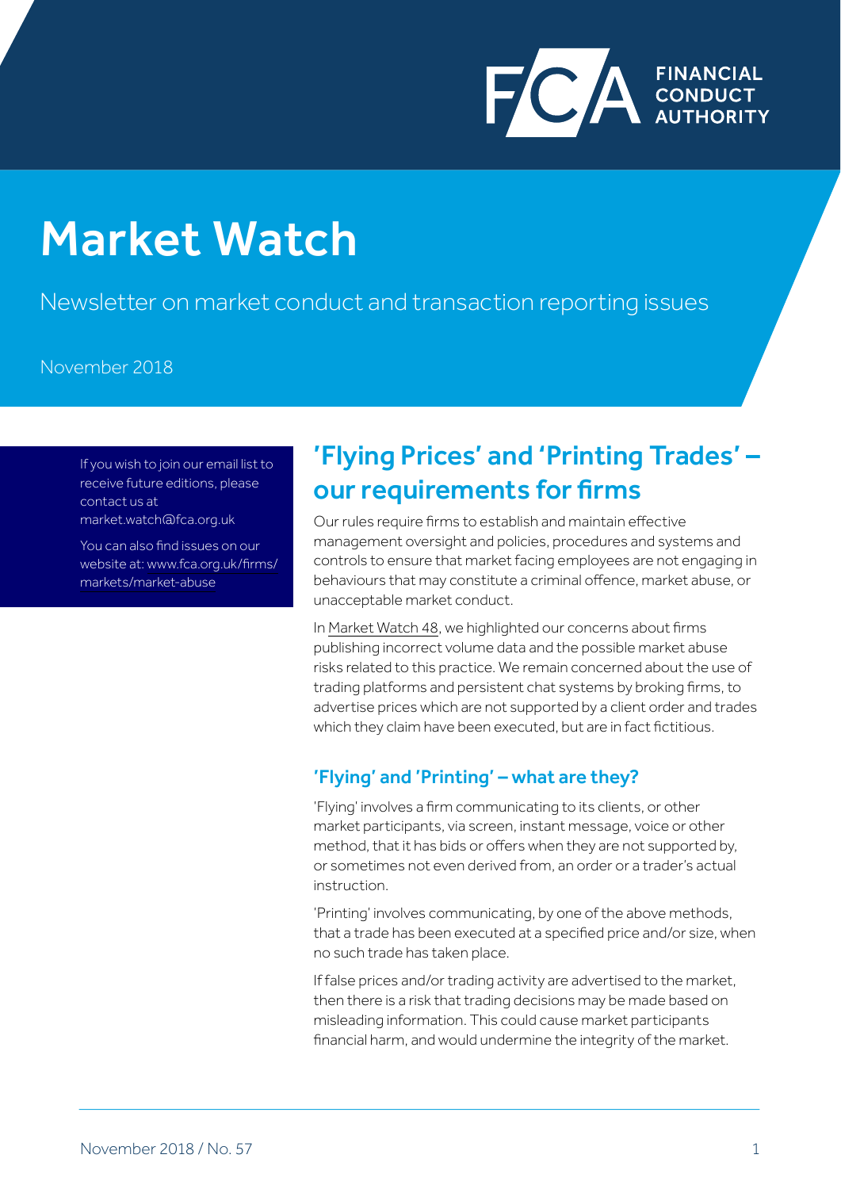FINANCIAL CONDUCT AUTHORITY

# Market Watch

Newsletter on market conduct and transaction reporting issues

November 2018

If you wish to join our email list to receive future editions, please contact us at market.watch@fca.org.uk

You can also find issues on our website at: www.fca.org.uk/firms/markets/market-abuse

## 'Flying Prices' and 'Printing Trades' – our requirements for firms

Our rules require firms to establish and maintain effective management oversight and policies, procedures and systems and controls to ensure that market facing employees are not engaging in behaviours that may constitute a criminal offence, market abuse, or unacceptable market conduct.

In Market Watch 48, we highlighted our concerns about firms publishing incorrect volume data and the possible market abuse risks related to this practice. We remain concerned about the use of trading platforms and persistent chat systems by broking firms, to advertise prices which are not supported by a client order and trades which they claim have been executed, but are in fact fictitious.

### 'Flying' and 'Printing' – what are they?

'Flying' involves a firm communicating to its clients, or other market participants, via screen, instant message, voice or other method, that it has bids or offers when they are not supported by, or sometimes not even derived from, an order or a trader's actual instruction.

'Printing' involves communicating, by one of the above methods, that a trade has been executed at a specified price and/or size, when no such trade has taken place.

If false prices and/or trading activity are advertised to the market, then there is a risk that trading decisions may be made based on misleading information. This could cause market participants financial harm, and would undermine the integrity of the market.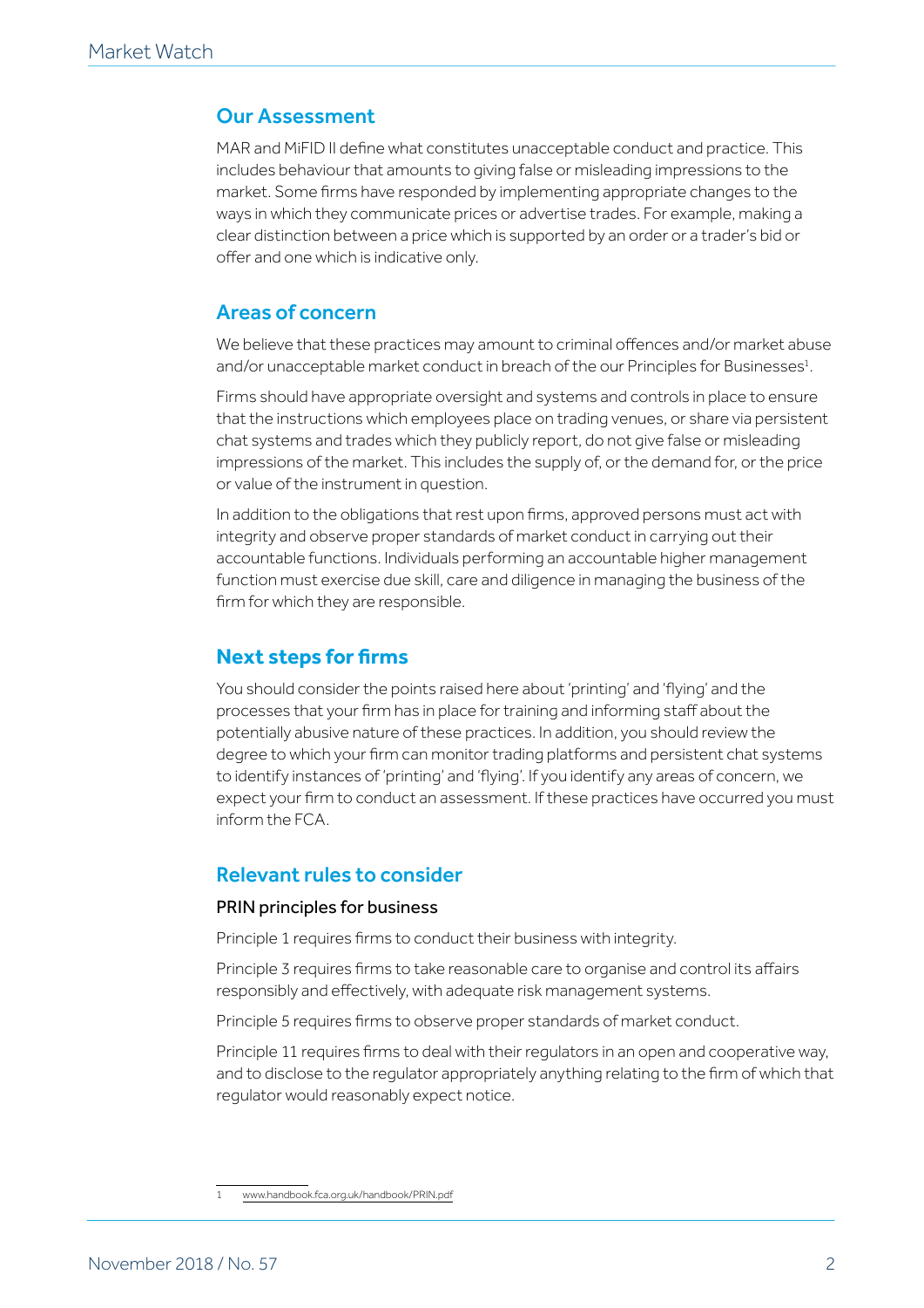## Our Assessment

MAR and MiFID II define what constitutes unacceptable conduct and practice. This includes behaviour that amounts to giving false or misleading impressions to the market. Some firms have responded by implementing appropriate changes to the ways in which they communicate prices or advertise trades. For example, making a clear distinction between a price which is supported by an order or a trader's bid or offer and one which is indicative only.

## Areas of concern

We believe that these practices may amount to criminal offences and/or market abuse and/or unacceptable market conduct in breach of the our Principles for Businesses[1].

Firms should have appropriate oversight and systems and controls in place to ensure that the instructions which employees place on trading venues, or share via persistent chat systems and trades which they publicly report, do not give false or misleading impressions of the market. This includes the supply of, or the demand for, or the price or value of the instrument in question.

In addition to the obligations that rest upon firms, approved persons must act with integrity and observe proper standards of market conduct in carrying out their accountable functions. Individuals performing an accountable higher management function must exercise due skill, care and diligence in managing the business of the firm for which they are responsible.

## Next steps for firms

You should consider the points raised here about 'printing' and 'flying' and the processes that your firm has in place for training and informing staff about the potentially abusive nature of these practices. In addition, you should review the degree to which your firm can monitor trading platforms and persistent chat systems to identify instances of 'printing' and 'flying'. If you identify any areas of concern, we expect your firm to conduct an assessment. If these practices have occurred you must inform the FCA.

## Relevant rules to consider

### PRIN principles for business

Principle 1 requires firms to conduct their business with integrity.

Principle 3 requires firms to take reasonable care to organise and control its affairs responsibly and effectively, with adequate risk management systems.

Principle 5 requires firms to observe proper standards of market conduct.

Principle 11 requires firms to deal with their regulators in an open and cooperative way, and to disclose to the regulator appropriately anything relating to the firm of which that regulator would reasonably expect notice.

1 www.handbook.fca.org.uk/handbook/PRIN.pdf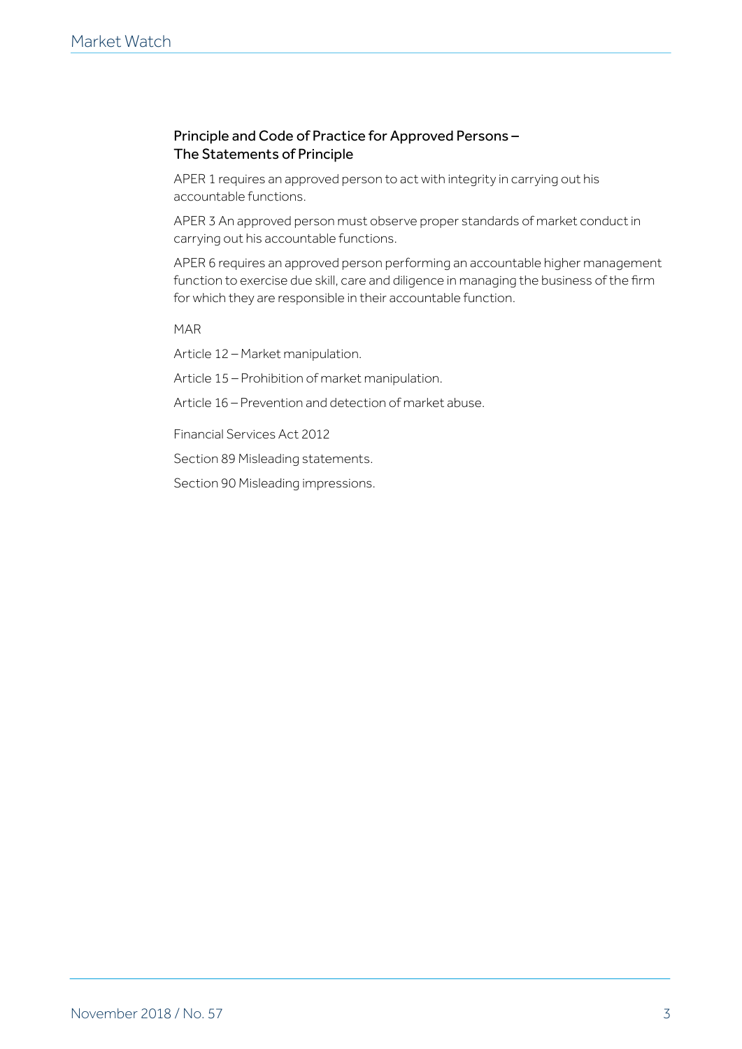### Principle and Code of Practice for Approved Persons – The Statements of Principle

APER 1 requires an approved person to act with integrity in carrying out his accountable functions.

APER 3 An approved person must observe proper standards of market conduct in carrying out his accountable functions.

APER 6 requires an approved person performing an accountable higher management function to exercise due skill, care and diligence in managing the business of the firm for which they are responsible in their accountable function.

MAR

Article 12 – Market manipulation.

Article 15 – Prohibition of market manipulation.

Article 16 – Prevention and detection of market abuse.

Financial Services Act 2012

Section 89 Misleading statements.

Section 90 Misleading impressions.